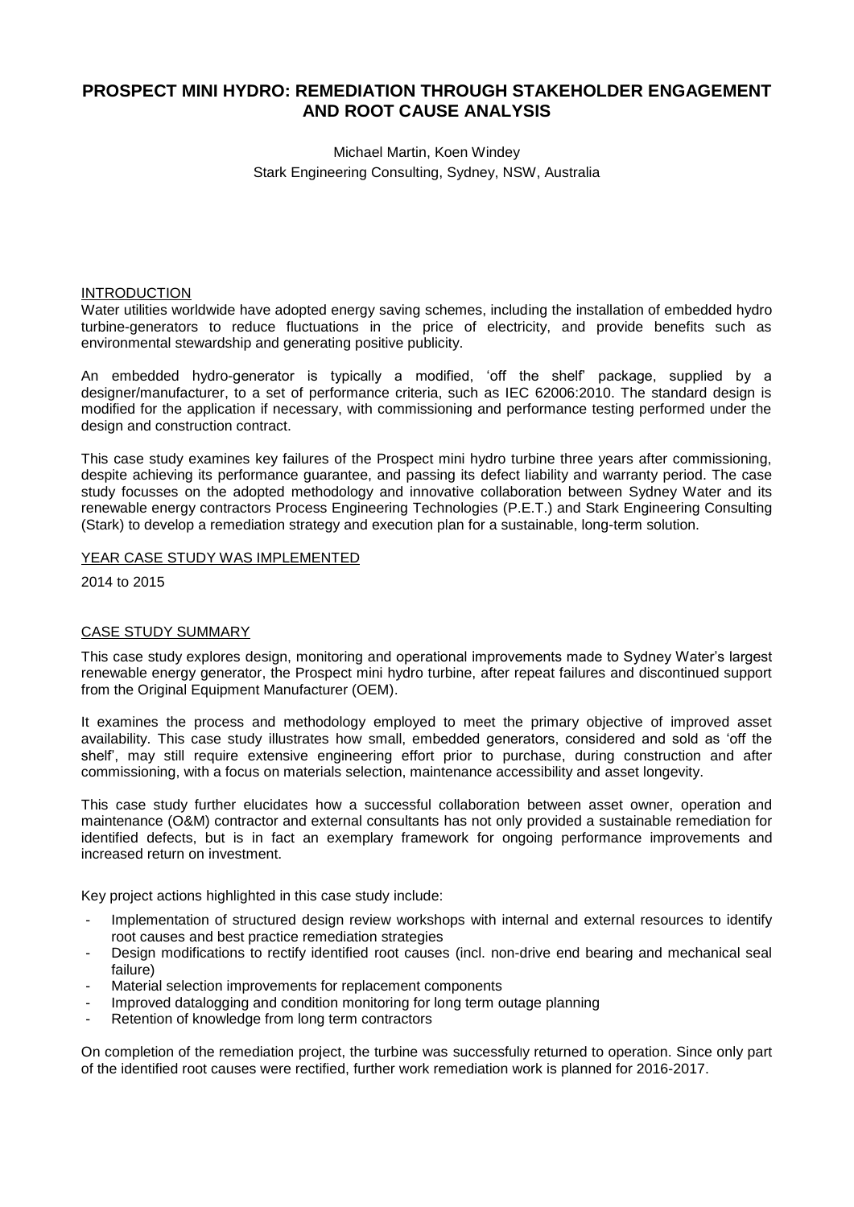# PROSPECT MINI HYDRO: REMEDIATION THROUGH STAKEHOLDER ENGAGEMENT AND ROOT CAUSE ANALYSIS

Michael Martin, Koen Windey
Stark Engineering Consulting, Sydney, NSW, Australia

## INTRODUCTION

Water utilities worldwide have adopted energy saving schemes, including the installation of embedded hydro turbine-generators to reduce fluctuations in the price of electricity, and provide benefits such as environmental stewardship and generating positive publicity.

An embedded hydro-generator is typically a modified, 'off the shelf' package, supplied by a designer/manufacturer, to a set of performance criteria, such as IEC 62006:2010. The standard design is modified for the application if necessary, with commissioning and performance testing performed under the design and construction contract.

This case study examines key failures of the Prospect mini hydro turbine three years after commissioning, despite achieving its performance guarantee, and passing its defect liability and warranty period. The case study focusses on the adopted methodology and innovative collaboration between Sydney Water and its renewable energy contractors Process Engineering Technologies (P.E.T.) and Stark Engineering Consulting (Stark) to develop a remediation strategy and execution plan for a sustainable, long-term solution.

## YEAR CASE STUDY WAS IMPLEMENTED

2014 to 2015

## CASE STUDY SUMMARY

This case study explores design, monitoring and operational improvements made to Sydney Water's largest renewable energy generator, the Prospect mini hydro turbine, after repeat failures and discontinued support from the Original Equipment Manufacturer (OEM).

It examines the process and methodology employed to meet the primary objective of improved asset availability. This case study illustrates how small, embedded generators, considered and sold as 'off the shelf', may still require extensive engineering effort prior to purchase, during construction and after commissioning, with a focus on materials selection, maintenance accessibility and asset longevity.

This case study further elucidates how a successful collaboration between asset owner, operation and maintenance (O&M) contractor and external consultants has not only provided a sustainable remediation for identified defects, but is in fact an exemplary framework for ongoing performance improvements and increased return on investment.

Key project actions highlighted in this case study include:

- Implementation of structured design review workshops with internal and external resources to identify root causes and best practice remediation strategies
- Design modifications to rectify identified root causes (incl. non-drive end bearing and mechanical seal failure)
- Material selection improvements for replacement components
- Improved datalogging and condition monitoring for long term outage planning
- Retention of knowledge from long term contractors

On completion of the remediation project, the turbine was successfully returned to operation. Since only part of the identified root causes were rectified, further work remediation work is planned for 2016-2017.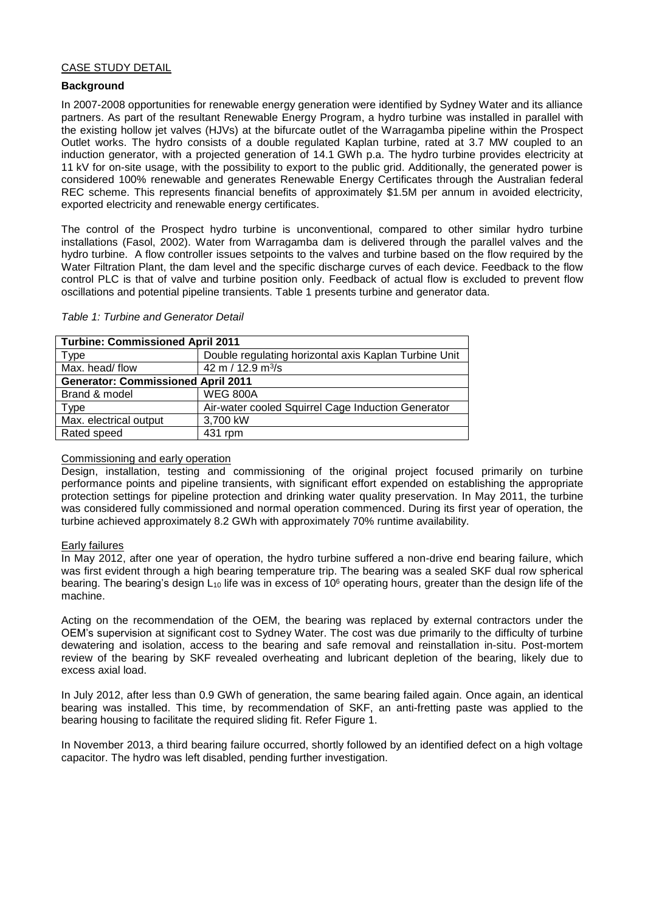CASE STUDY DETAIL

## Background

In 2007-2008 opportunities for renewable energy generation were identified by Sydney Water and its alliance partners. As part of the resultant Renewable Energy Program, a hydro turbine was installed in parallel with the existing hollow jet valves (HJVs) at the bifurcate outlet of the Warragamba pipeline within the Prospect Outlet works. The hydro consists of a double regulated Kaplan turbine, rated at 3.7 MW coupled to an induction generator, with a projected generation of 14.1 GWh p.a. The hydro turbine provides electricity at 11 kV for on-site usage, with the possibility to export to the public grid. Additionally, the generated power is considered 100% renewable and generates Renewable Energy Certificates through the Australian federal REC scheme. This represents financial benefits of approximately $1.5M per annum in avoided electricity, exported electricity and renewable energy certificates.

The control of the Prospect hydro turbine is unconventional, compared to other similar hydro turbine installations (Fasol, 2002). Water from Warragamba dam is delivered through the parallel valves and the hydro turbine. A flow controller issues setpoints to the valves and turbine based on the flow required by the Water Filtration Plant, the dam level and the specific discharge curves of each device. Feedback to the flow control PLC is that of valve and turbine position only. Feedback of actual flow is excluded to prevent flow oscillations and potential pipeline transients. Table 1 presents turbine and generator data.

*Table 1: Turbine and Generator Detail*

| **Turbine: Commissioned April 2011** | |
|---|---|
| Type | Double regulating horizontal axis Kaplan Turbine Unit |
| Max. head/ flow | 42 m / 12.9 $m^3/s$ |
| **Generator: Commissioned April 2011** | |
| Brand & model | WEG 800A |
| Type | Air-water cooled Squirrel Cage Induction Generator |
| Max. electrical output | 3,700 kW |
| Rated speed | 431 rpm |

Commissioning and early operation

Design, installation, testing and commissioning of the original project focused primarily on turbine performance points and pipeline transients, with significant effort expended on establishing the appropriate protection settings for pipeline protection and drinking water quality preservation. In May 2011, the turbine was considered fully commissioned and normal operation commenced. During its first year of operation, the turbine achieved approximately 8.2 GWh with approximately 70% runtime availability.

Early failures

In May 2012, after one year of operation, the hydro turbine suffered a non-drive end bearing failure, which was first evident through a high bearing temperature trip. The bearing was a sealed SKF dual row spherical bearing. The bearing's design $L_{10}$ life was in excess of $10^6$ operating hours, greater than the design life of the machine.

Acting on the recommendation of the OEM, the bearing was replaced by external contractors under the OEM's supervision at significant cost to Sydney Water. The cost was due primarily to the difficulty of turbine dewatering and isolation, access to the bearing and safe removal and reinstallation in-situ. Post-mortem review of the bearing by SKF revealed overheating and lubricant depletion of the bearing, likely due to excess axial load.

In July 2012, after less than 0.9 GWh of generation, the same bearing failed again. Once again, an identical bearing was installed. This time, by recommendation of SKF, an anti-fretting paste was applied to the bearing housing to facilitate the required sliding fit. Refer Figure 1.

In November 2013, a third bearing failure occurred, shortly followed by an identified defect on a high voltage capacitor. The hydro was left disabled, pending further investigation.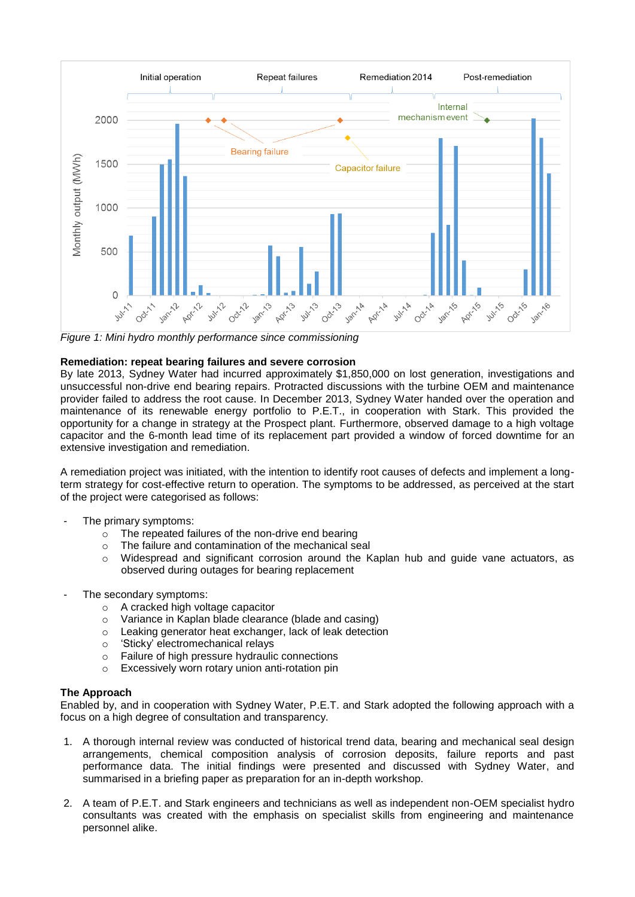*Figure 1: Mini hydro monthly performance since commissioning*

**Remediation: repeat bearing failures and severe corrosion**

By late 2013, Sydney Water had incurred approximately $1,850,000 on lost generation, investigations and unsuccessful non-drive end bearing repairs. Protracted discussions with the turbine OEM and maintenance provider failed to address the root cause. In December 2013, Sydney Water handed over the operation and maintenance of its renewable energy portfolio to P.E.T., in cooperation with Stark. This provided the opportunity for a change in strategy at the Prospect plant. Furthermore, observed damage to a high voltage capacitor and the 6-month lead time of its replacement part provided a window of forced downtime for an extensive investigation and remediation.

A remediation project was initiated, with the intention to identify root causes of defects and implement a long-term strategy for cost-effective return to operation. The symptoms to be addressed, as perceived at the start of the project were categorised as follows:

- The primary symptoms:
  - The repeated failures of the non-drive end bearing
  - The failure and contamination of the mechanical seal
  - Widespread and significant corrosion around the Kaplan hub and guide vane actuators, as observed during outages for bearing replacement

- The secondary symptoms:
  - A cracked high voltage capacitor
  - Variance in Kaplan blade clearance (blade and casing)
  - Leaking generator heat exchanger, lack of leak detection
  - 'Sticky' electromechanical relays
  - Failure of high pressure hydraulic connections
  - Excessively worn rotary union anti-rotation pin

**The Approach**

Enabled by, and in cooperation with Sydney Water, P.E.T. and Stark adopted the following approach with a focus on a high degree of consultation and transparency.

1. A thorough internal review was conducted of historical trend data, bearing and mechanical seal design arrangements, chemical composition analysis of corrosion deposits, failure reports and past performance data. The initial findings were presented and discussed with Sydney Water, and summarised in a briefing paper as preparation for an in-depth workshop.

2. A team of P.E.T. and Stark engineers and technicians as well as independent non-OEM specialist hydro consultants was created with the emphasis on specialist skills from engineering and maintenance personnel alike.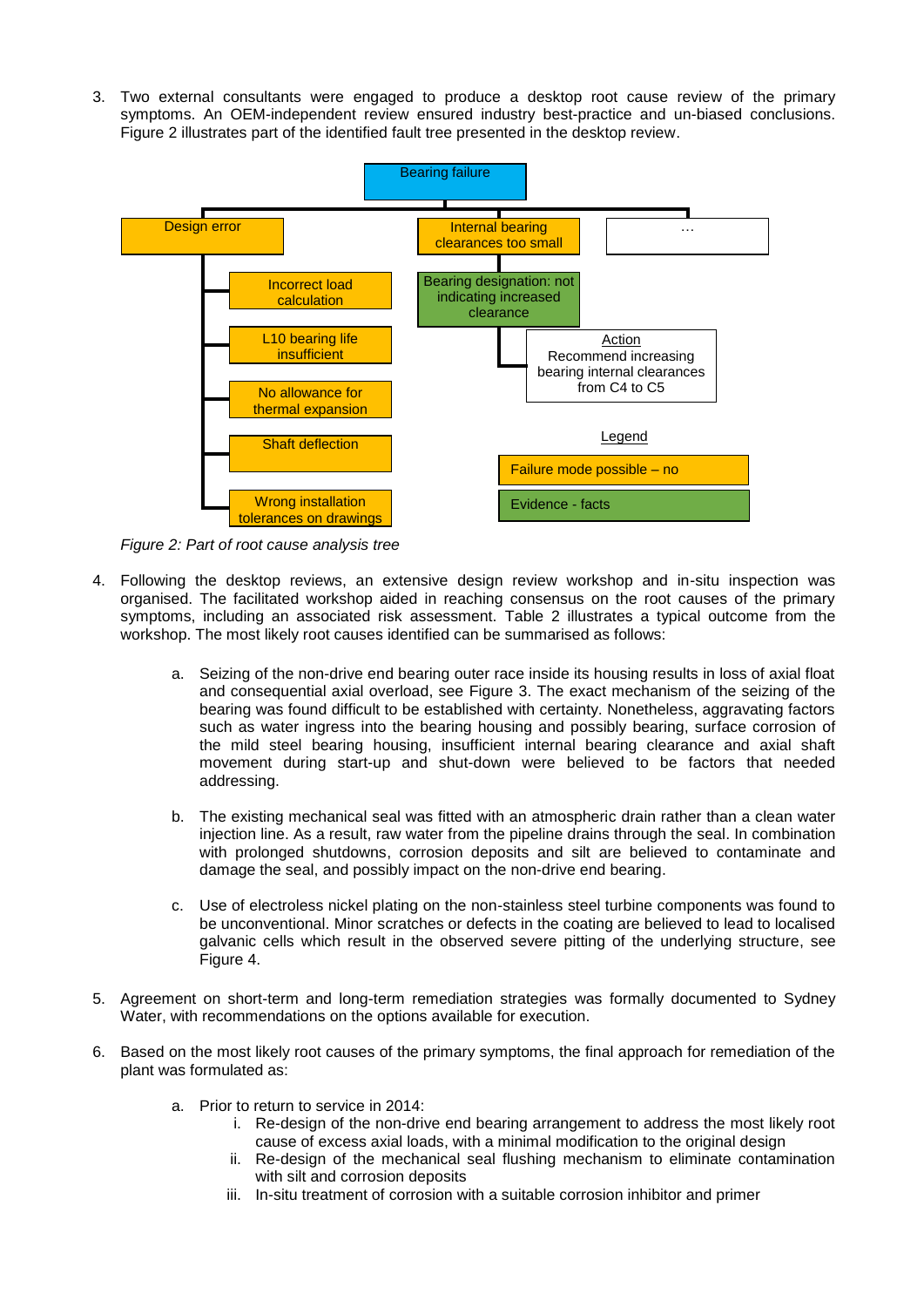3. Two external consultants were engaged to produce a desktop root cause review of the primary symptoms. An OEM-independent review ensured industry best-practice and un-biased conclusions. Figure 2 illustrates part of the identified fault tree presented in the desktop review.

- Bearing failure
  - Design error
    - Incorrect load calculation
    - L10 bearing life insufficient
    - No allowance for thermal expansion
    - Shaft deflection
    - Wrong installation tolerances on drawings
  - Internal bearing clearances too small
    - Bearing designation: not indicating increased clearance
      - Action: Recommend increasing bearing internal clearances from C4 to C5
  - …

Legend

- Failure mode possible – no
- Evidence - facts

*Figure 2: Part of root cause analysis tree*

4. Following the desktop reviews, an extensive design review workshop and in-situ inspection was organised. The facilitated workshop aided in reaching consensus on the root causes of the primary symptoms, including an associated risk assessment. Table 2 illustrates a typical outcome from the workshop. The most likely root causes identified can be summarised as follows:

   a. Seizing of the non-drive end bearing outer race inside its housing results in loss of axial float and consequential axial overload, see Figure 3. The exact mechanism of the seizing of the bearing was found difficult to be established with certainty. Nonetheless, aggravating factors such as water ingress into the bearing housing and possibly bearing, surface corrosion of the mild steel bearing housing, insufficient internal bearing clearance and axial shaft movement during start-up and shut-down were believed to be factors that needed addressing.

   b. The existing mechanical seal was fitted with an atmospheric drain rather than a clean water injection line. As a result, raw water from the pipeline drains through the seal. In combination with prolonged shutdowns, corrosion deposits and silt are believed to contaminate and damage the seal, and possibly impact on the non-drive end bearing.

   c. Use of electroless nickel plating on the non-stainless steel turbine components was found to be unconventional. Minor scratches or defects in the coating are believed to lead to localised galvanic cells which result in the observed severe pitting of the underlying structure, see Figure 4.

5. Agreement on short-term and long-term remediation strategies was formally documented to Sydney Water, with recommendations on the options available for execution.

6. Based on the most likely root causes of the primary symptoms, the final approach for remediation of the plant was formulated as:

   a. Prior to return to service in 2014:
      i. Re-design of the non-drive end bearing arrangement to address the most likely root cause of excess axial loads, with a minimal modification to the original design
      ii. Re-design of the mechanical seal flushing mechanism to eliminate contamination with silt and corrosion deposits
      iii. In-situ treatment of corrosion with a suitable corrosion inhibitor and primer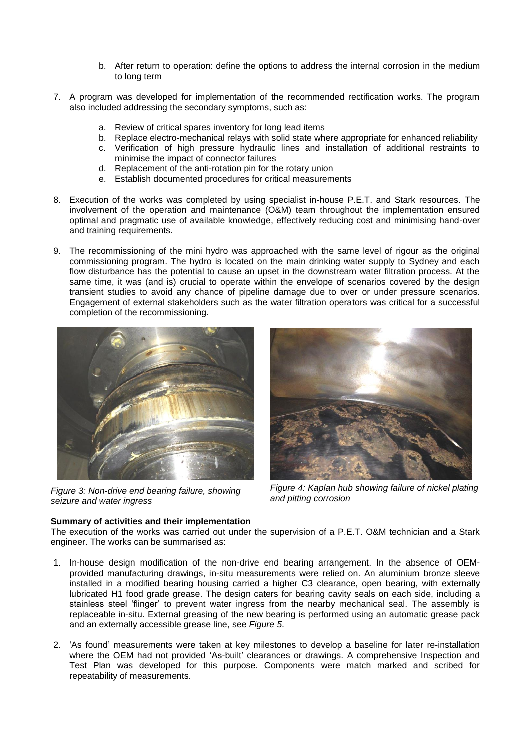b. After return to operation: define the options to address the internal corrosion in the medium to long term

7. A program was developed for implementation of the recommended rectification works. The program also included addressing the secondary symptoms, such as:

   a. Review of critical spares inventory for long lead items
   b. Replace electro-mechanical relays with solid state where appropriate for enhanced reliability
   c. Verification of high pressure hydraulic lines and installation of additional restraints to minimise the impact of connector failures
   d. Replacement of the anti-rotation pin for the rotary union
   e. Establish documented procedures for critical measurements

8. Execution of the works was completed by using specialist in-house P.E.T. and Stark resources. The involvement of the operation and maintenance (O&M) team throughout the implementation ensured optimal and pragmatic use of available knowledge, effectively reducing cost and minimising hand-over and training requirements.

9. The recommissioning of the mini hydro was approached with the same level of rigour as the original commissioning program. The hydro is located on the main drinking water supply to Sydney and each flow disturbance has the potential to cause an upset in the downstream water filtration process. At the same time, it was (and is) crucial to operate within the envelope of scenarios covered by the design transient studies to avoid any chance of pipeline damage due to over or under pressure scenarios. Engagement of external stakeholders such as the water filtration operators was critical for a successful completion of the recommissioning.

*Figure 3: Non-drive end bearing failure, showing seizure and water ingress*

*Figure 4: Kaplan hub showing failure of nickel plating and pitting corrosion*

**Summary of activities and their implementation**

The execution of the works was carried out under the supervision of a P.E.T. O&M technician and a Stark engineer. The works can be summarised as:

1. In-house design modification of the non-drive end bearing arrangement. In the absence of OEM-provided manufacturing drawings, in-situ measurements were relied on. An aluminium bronze sleeve installed in a modified bearing housing carried a higher C3 clearance, open bearing, with externally lubricated H1 food grade grease. The design caters for bearing cavity seals on each side, including a stainless steel 'flinger' to prevent water ingress from the nearby mechanical seal. The assembly is replaceable in-situ. External greasing of the new bearing is performed using an automatic grease pack and an externally accessible grease line, see *Figure 5*.

2. 'As found' measurements were taken at key milestones to develop a baseline for later re-installation where the OEM had not provided 'As-built' clearances or drawings. A comprehensive Inspection and Test Plan was developed for this purpose. Components were match marked and scribed for repeatability of measurements.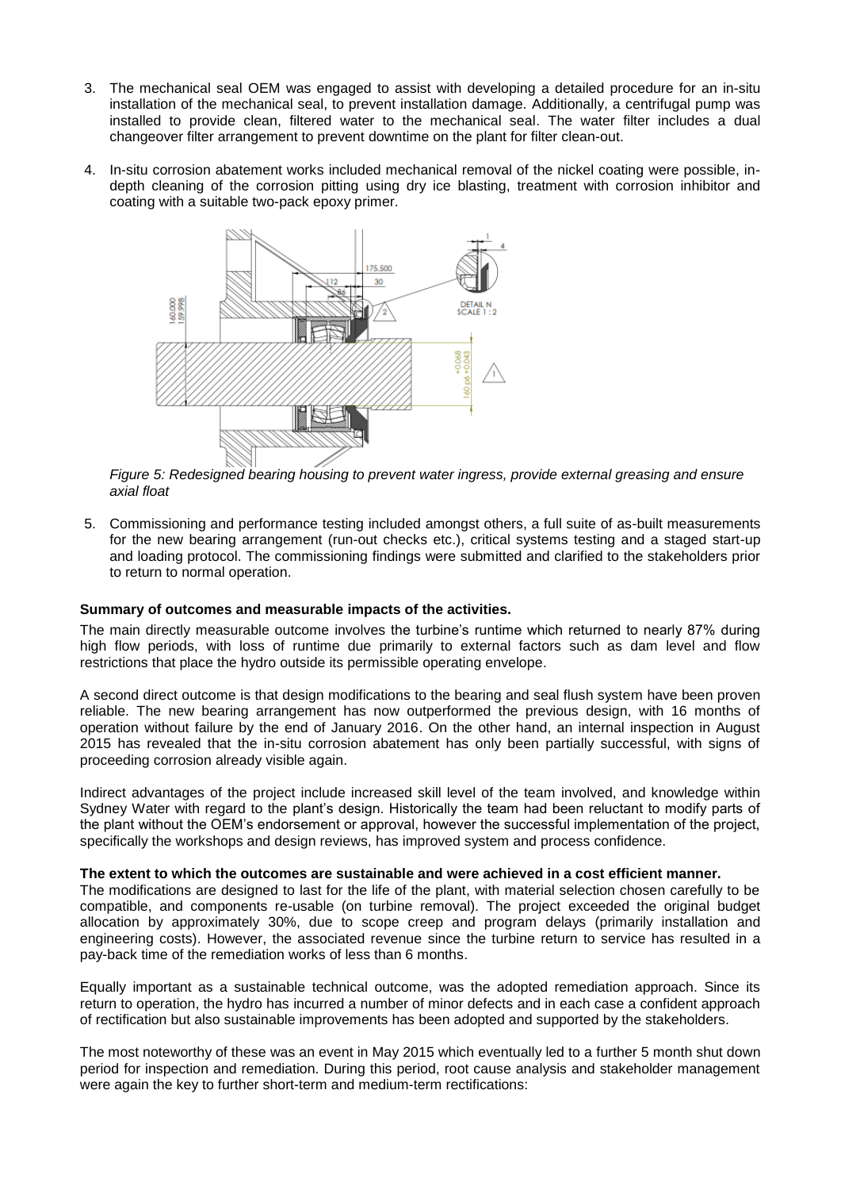3. The mechanical seal OEM was engaged to assist with developing a detailed procedure for an in-situ installation of the mechanical seal, to prevent installation damage. Additionally, a centrifugal pump was installed to provide clean, filtered water to the mechanical seal. The water filter includes a dual changeover filter arrangement to prevent downtime on the plant for filter clean-out.

4. In-situ corrosion abatement works included mechanical removal of the nickel coating were possible, in-depth cleaning of the corrosion pitting using dry ice blasting, treatment with corrosion inhibitor and coating with a suitable two-pack epoxy primer.

*Figure 5: Redesigned bearing housing to prevent water ingress, provide external greasing and ensure axial float*

5. Commissioning and performance testing included amongst others, a full suite of as-built measurements for the new bearing arrangement (run-out checks etc.), critical systems testing and a staged start-up and loading protocol. The commissioning findings were submitted and clarified to the stakeholders prior to return to normal operation.

**Summary of outcomes and measurable impacts of the activities.**

The main directly measurable outcome involves the turbine's runtime which returned to nearly 87% during high flow periods, with loss of runtime due primarily to external factors such as dam level and flow restrictions that place the hydro outside its permissible operating envelope.

A second direct outcome is that design modifications to the bearing and seal flush system have been proven reliable. The new bearing arrangement has now outperformed the previous design, with 16 months of operation without failure by the end of January 2016. On the other hand, an internal inspection in August 2015 has revealed that the in-situ corrosion abatement has only been partially successful, with signs of proceeding corrosion already visible again.

Indirect advantages of the project include increased skill level of the team involved, and knowledge within Sydney Water with regard to the plant's design. Historically the team had been reluctant to modify parts of the plant without the OEM's endorsement or approval, however the successful implementation of the project, specifically the workshops and design reviews, has improved system and process confidence.

**The extent to which the outcomes are sustainable and were achieved in a cost efficient manner.**

The modifications are designed to last for the life of the plant, with material selection chosen carefully to be compatible, and components re-usable (on turbine removal). The project exceeded the original budget allocation by approximately 30%, due to scope creep and program delays (primarily installation and engineering costs). However, the associated revenue since the turbine return to service has resulted in a pay-back time of the remediation works of less than 6 months.

Equally important as a sustainable technical outcome, was the adopted remediation approach. Since its return to operation, the hydro has incurred a number of minor defects and in each case a confident approach of rectification but also sustainable improvements has been adopted and supported by the stakeholders.

The most noteworthy of these was an event in May 2015 which eventually led to a further 5 month shut down period for inspection and remediation. During this period, root cause analysis and stakeholder management were again the key to further short-term and medium-term rectifications: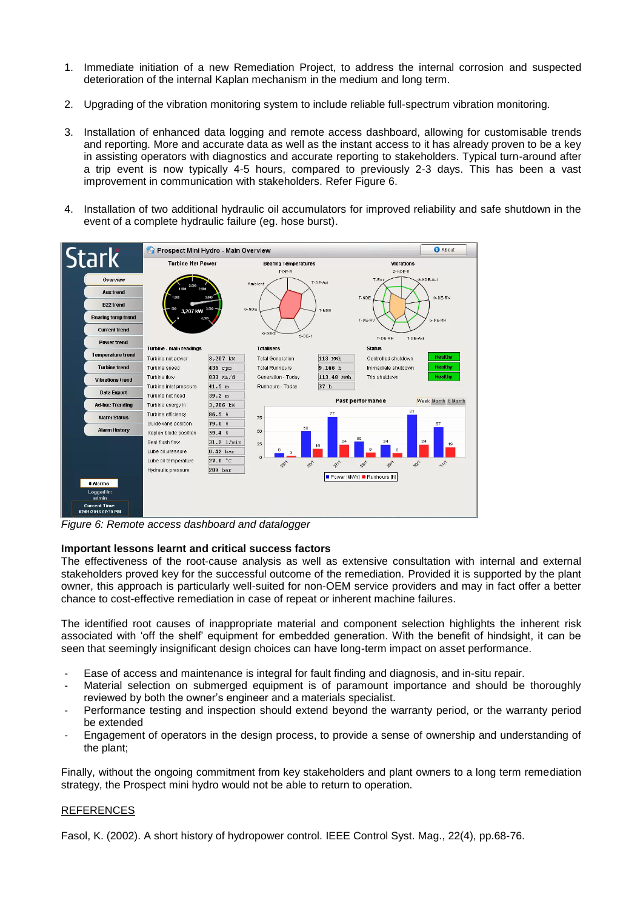1. Immediate initiation of a new Remediation Project, to address the internal corrosion and suspected deterioration of the internal Kaplan mechanism in the medium and long term.

2. Upgrading of the vibration monitoring system to include reliable full-spectrum vibration monitoring.

3. Installation of enhanced data logging and remote access dashboard, allowing for customisable trends and reporting. More and accurate data as well as the instant access to it has already proven to be a key in assisting operators with diagnostics and accurate reporting to stakeholders. Typical turn-around after a trip event is now typically 4-5 hours, compared to previously 2-3 days. This has been a vast improvement in communication with stakeholders. Refer Figure 6.

4. Installation of two additional hydraulic oil accumulators for improved reliability and safe shutdown in the event of a complete hydraulic failure (eg. hose burst).

*Figure 6: Remote access dashboard and datalogger*

**Important lessons learnt and critical success factors**

The effectiveness of the root-cause analysis as well as extensive consultation with internal and external stakeholders proved key for the successful outcome of the remediation. Provided it is supported by the plant owner, this approach is particularly well-suited for non-OEM service providers and may in fact offer a better chance to cost-effective remediation in case of repeat or inherent machine failures.

The identified root causes of inappropriate material and component selection highlights the inherent risk associated with 'off the shelf' equipment for embedded generation. With the benefit of hindsight, it can be seen that seemingly insignificant design choices can have long-term impact on asset performance.

- Ease of access and maintenance is integral for fault finding and diagnosis, and in-situ repair.
- Material selection on submerged equipment is of paramount importance and should be thoroughly reviewed by both the owner's engineer and a materials specialist.
- Performance testing and inspection should extend beyond the warranty period, or the warranty period be extended
- Engagement of operators in the design process, to provide a sense of ownership and understanding of the plant;

Finally, without the ongoing commitment from key stakeholders and plant owners to a long term remediation strategy, the Prospect mini hydro would not be able to return to operation.

REFERENCES

Fasol, K. (2002). A short history of hydropower control. IEEE Control Syst. Mag., 22(4), pp.68-76.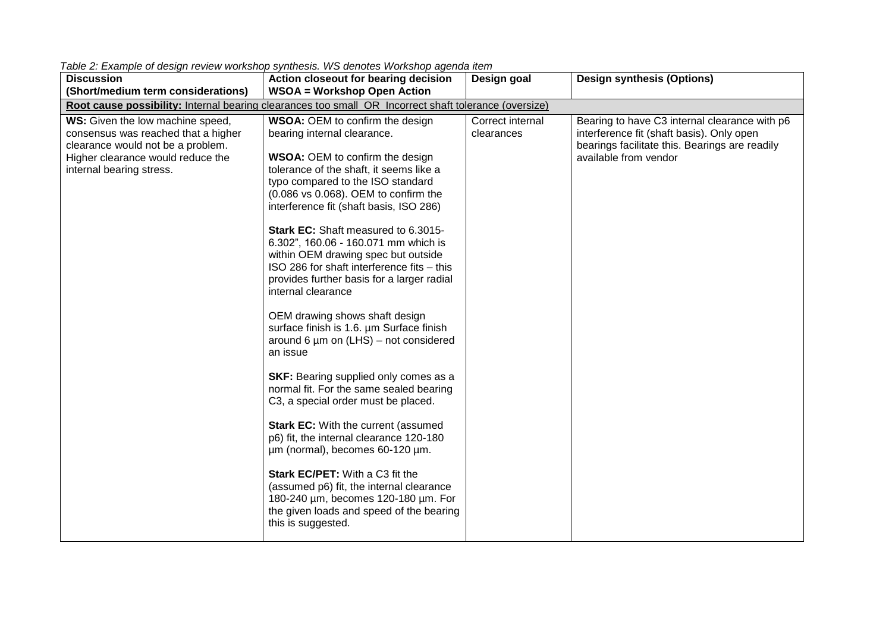*Table 2: Example of design review workshop synthesis. WS denotes Workshop agenda item*

| **Discussion (Short/medium term considerations)** | **Action closeout for bearing decision WSOA = Workshop Open Action** | **Design goal** | **Design synthesis (Options)** |
|---|---|---|---|
| **Root cause possibility:** Internal bearing clearances too small OR Incorrect shaft tolerance (oversize) | | | |
| **WS:** Given the low machine speed, consensus was reached that a higher clearance would not be a problem. Higher clearance would reduce the internal bearing stress. | **WSOA:** OEM to confirm the design bearing internal clearance. <br><br> **WSOA:** OEM to confirm the design tolerance of the shaft, it seems like a typo compared to the ISO standard (0.086 vs 0.068). OEM to confirm the interference fit (shaft basis, ISO 286) <br><br> **Stark EC:** Shaft measured to 6.3015-6.302", 160.06 - 160.071 mm which is within OEM drawing spec but outside ISO 286 for shaft interference fits – this provides further basis for a larger radial internal clearance <br><br> OEM drawing shows shaft design surface finish is 1.6. µm Surface finish around 6 µm on (LHS) – not considered an issue <br><br> **SKF:** Bearing supplied only comes as a normal fit. For the same sealed bearing C3, a special order must be placed. <br><br> **Stark EC:** With the current (assumed p6) fit, the internal clearance 120-180 µm (normal), becomes 60-120 µm. <br><br> **Stark EC/PET:** With a C3 fit the (assumed p6) fit, the internal clearance 180-240 µm, becomes 120-180 µm. For the given loads and speed of the bearing this is suggested. | Correct internal clearances | Bearing to have C3 internal clearance with p6 interference fit (shaft basis). Only open bearings facilitate this. Bearings are readily available from vendor |